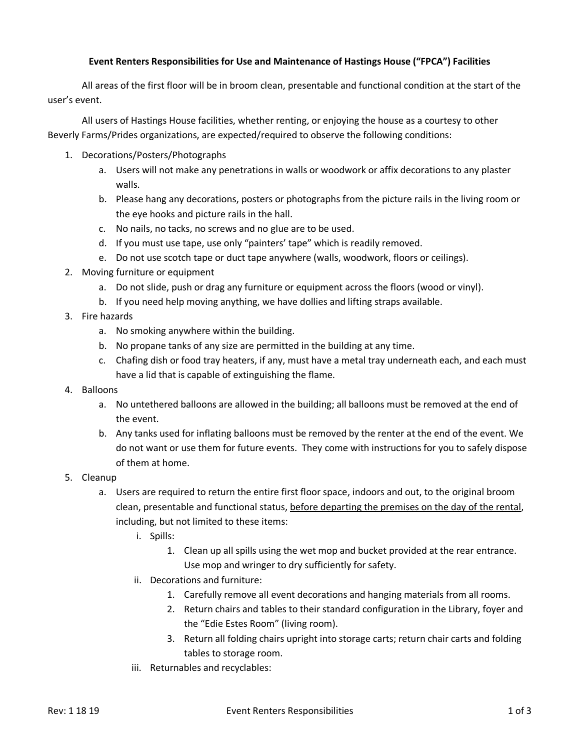**Event Renters Responsibilities for Use and Maintenance of Hastings House ("FPCA") Facilities**

All areas of the first floor will be in broom clean, presentable and functional condition at the start of the user's event.

All users of Hastings House facilities, whether renting, or enjoying the house as a courtesy to other Beverly Farms/Prides organizations, are expected/required to observe the following conditions:

1. Decorations/Posters/Photographs
   a. Users will not make any penetrations in walls or woodwork or affix decorations to any plaster walls.
   b. Please hang any decorations, posters or photographs from the picture rails in the living room or the eye hooks and picture rails in the hall.
   c. No nails, no tacks, no screws and no glue are to be used.
   d. If you must use tape, use only "painters' tape" which is readily removed.
   e. Do not use scotch tape or duct tape anywhere (walls, woodwork, floors or ceilings).
2. Moving furniture or equipment
   a. Do not slide, push or drag any furniture or equipment across the floors (wood or vinyl).
   b. If you need help moving anything, we have dollies and lifting straps available.
3. Fire hazards
   a. No smoking anywhere within the building.
   b. No propane tanks of any size are permitted in the building at any time.
   c. Chafing dish or food tray heaters, if any, must have a metal tray underneath each, and each must have a lid that is capable of extinguishing the flame.
4. Balloons
   a. No untethered balloons are allowed in the building; all balloons must be removed at the end of the event.
   b. Any tanks used for inflating balloons must be removed by the renter at the end of the event. We do not want or use them for future events. They come with instructions for you to safely dispose of them at home.
5. Cleanup
   a. Users are required to return the entire first floor space, indoors and out, to the original broom clean, presentable and functional status, <u>before departing the premises on the day of the rental</u>, including, but not limited to these items:
      i. Spills:
         1. Clean up all spills using the wet mop and bucket provided at the rear entrance. Use mop and wringer to dry sufficiently for safety.
      ii. Decorations and furniture:
         1. Carefully remove all event decorations and hanging materials from all rooms.
         2. Return chairs and tables to their standard configuration in the Library, foyer and the "Edie Estes Room" (living room).
         3. Return all folding chairs upright into storage carts; return chair carts and folding tables to storage room.
      iii. Returnables and recyclables: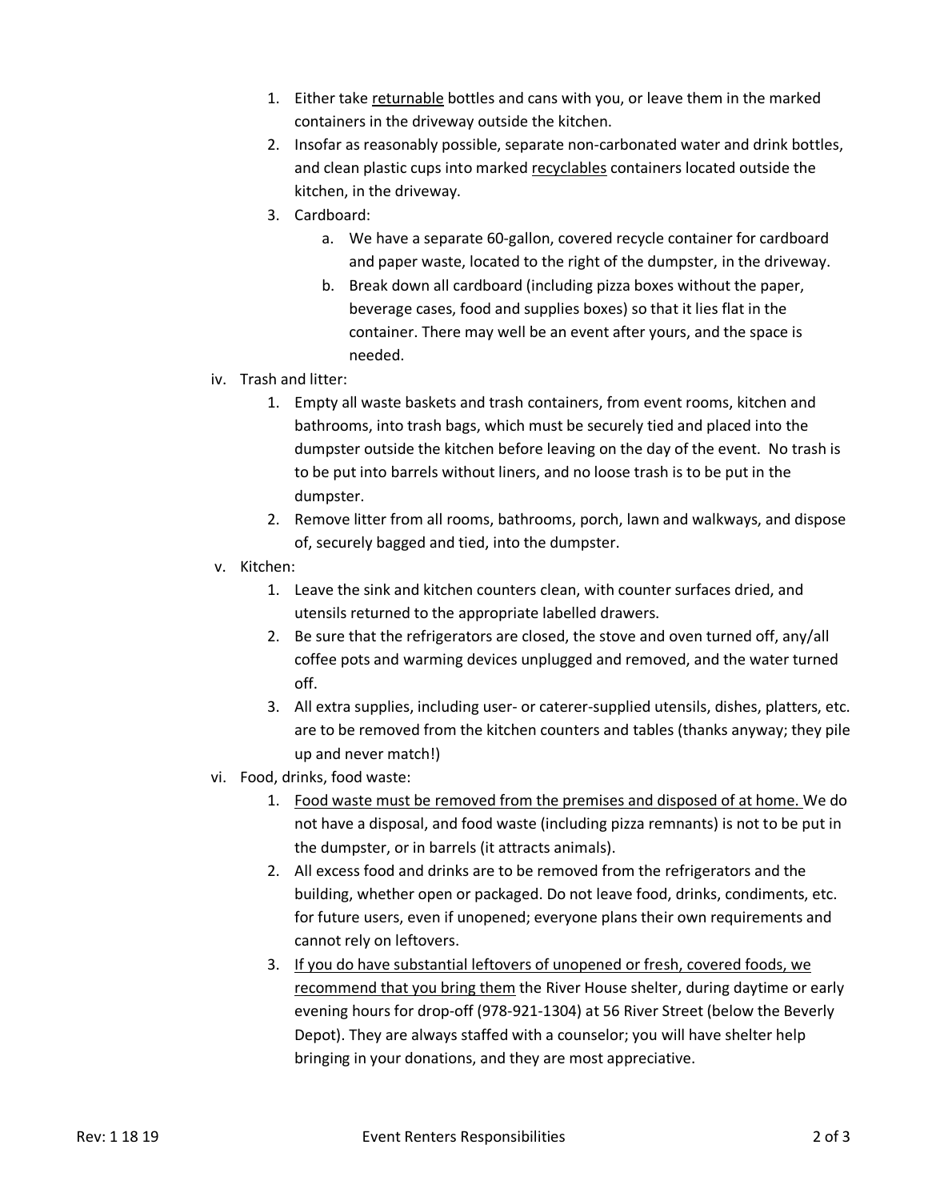1. Either take <u>returnable</u> bottles and cans with you, or leave them in the marked containers in the driveway outside the kitchen.
2. Insofar as reasonably possible, separate non-carbonated water and drink bottles, and clean plastic cups into marked <u>recyclables</u> containers located outside the kitchen, in the driveway.
3. Cardboard:
   a. We have a separate 60-gallon, covered recycle container for cardboard and paper waste, located to the right of the dumpster, in the driveway.
   b. Break down all cardboard (including pizza boxes without the paper, beverage cases, food and supplies boxes) so that it lies flat in the container. There may well be an event after yours, and the space is needed.

iv. Trash and litter:

1. Empty all waste baskets and trash containers, from event rooms, kitchen and bathrooms, into trash bags, which must be securely tied and placed into the dumpster outside the kitchen before leaving on the day of the event. No trash is to be put into barrels without liners, and no loose trash is to be put in the dumpster.
2. Remove litter from all rooms, bathrooms, porch, lawn and walkways, and dispose of, securely bagged and tied, into the dumpster.

v. Kitchen:

1. Leave the sink and kitchen counters clean, with counter surfaces dried, and utensils returned to the appropriate labelled drawers.
2. Be sure that the refrigerators are closed, the stove and oven turned off, any/all coffee pots and warming devices unplugged and removed, and the water turned off.
3. All extra supplies, including user- or caterer-supplied utensils, dishes, platters, etc. are to be removed from the kitchen counters and tables (thanks anyway; they pile up and never match!)

vi. Food, drinks, food waste:

1. <u>Food waste must be removed from the premises and disposed of at home.</u> We do not have a disposal, and food waste (including pizza remnants) is not to be put in the dumpster, or in barrels (it attracts animals).
2. All excess food and drinks are to be removed from the refrigerators and the building, whether open or packaged. Do not leave food, drinks, condiments, etc. for future users, even if unopened; everyone plans their own requirements and cannot rely on leftovers.
3. <u>If you do have substantial leftovers of unopened or fresh, covered foods, we recommend that you bring them</u> the River House shelter, during daytime or early evening hours for drop-off (978-921-1304) at 56 River Street (below the Beverly Depot). They are always staffed with a counselor; you will have shelter help bringing in your donations, and they are most appreciative.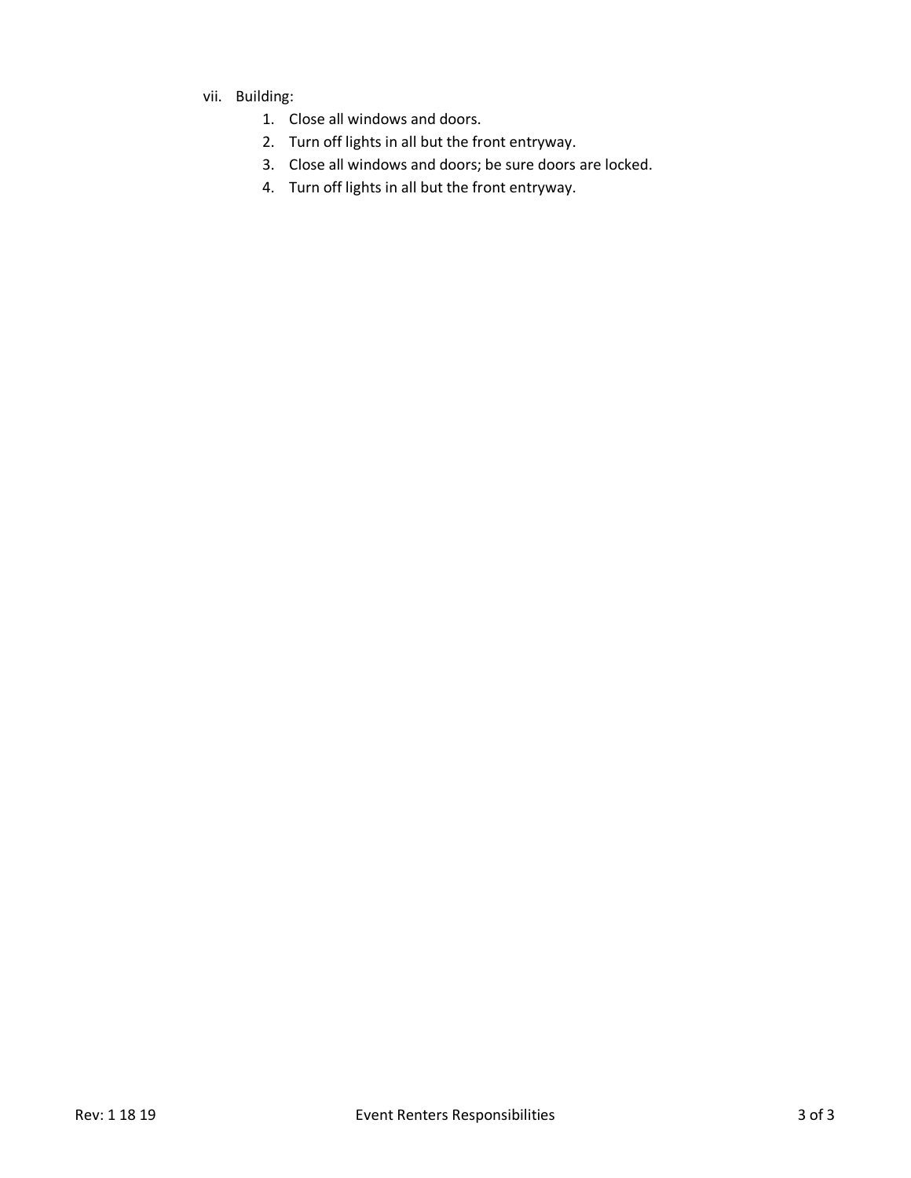vii. Building:

1. Close all windows and doors.
2. Turn off lights in all but the front entryway.
3. Close all windows and doors; be sure doors are locked.
4. Turn off lights in all but the front entryway.